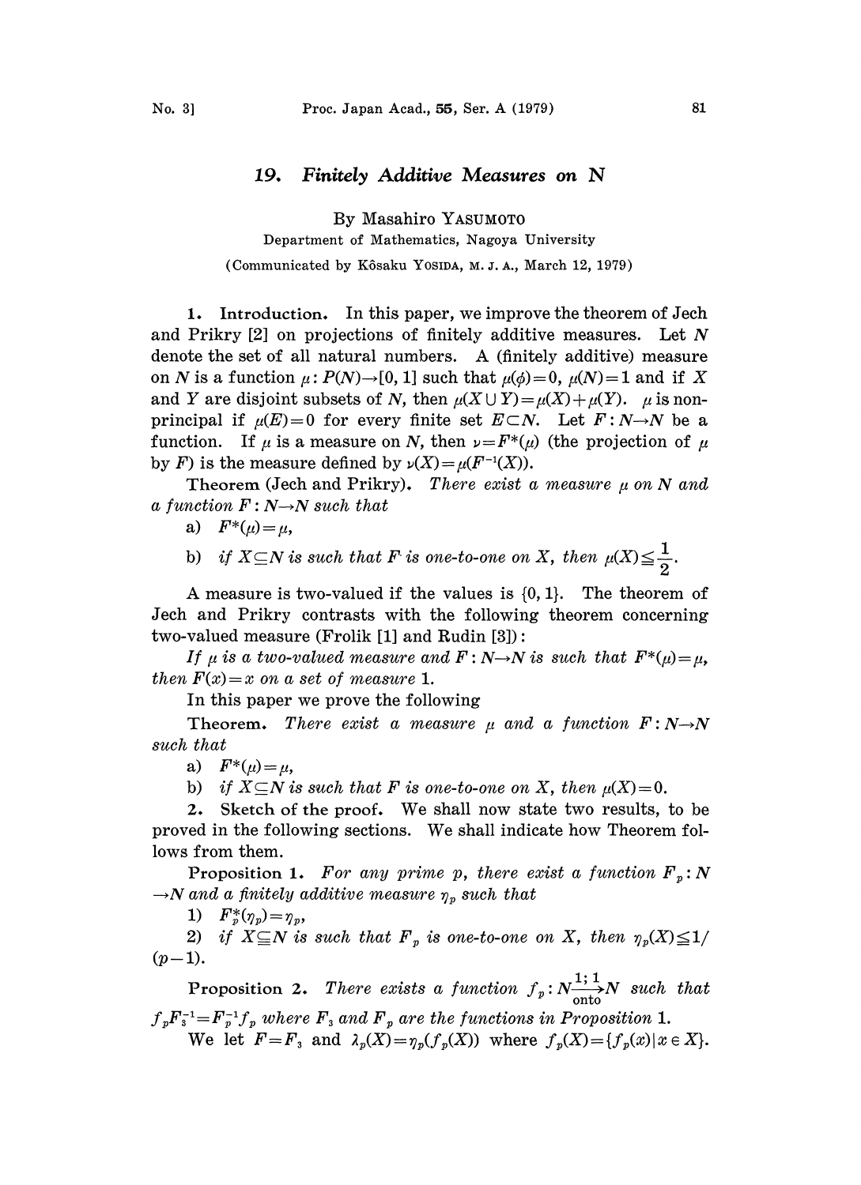# 19. *Finitely Additive Measures on N*

By Masahiro YASUMOTO

Department of Mathematics, Nagoya University

(Communicated by Kôsaku YOSIDA, M. J. A., March 12, 1979)

**1. Introduction.** In this paper, we improve the theorem of Jech and Prikry [2] on projections of finitely additive measures. Let $N$ denote the set of all natural numbers. A (finitely additive) measure on $N$ is a function $\mu: P(N) \to [0, 1]$ such that $\mu(\phi)=0$, $\mu(N)=1$ and if $X$ and $Y$ are disjoint subsets of $N$, then $\mu(X \cup Y)=\mu(X)+\mu(Y)$. $\mu$ is non-principal if $\mu(E)=0$ for every finite set $E \subset N$. Let $F: N \to N$ be a function. If $\mu$ is a measure on $N$, then $\nu = F^*(\mu)$ (the projection of $\mu$ by $F$) is the measure defined by $\nu(X)=\mu(F^{-1}(X))$.

**Theorem (Jech and Prikry).** *There exist a measure $\mu$ on $N$ and a function $F: N \to N$ such that*

a) $F^*(\mu)=\mu$,

b) *if $X \subseteq N$ is such that $F$ is one-to-one on $X$, then $\mu(X) \leqq \frac{1}{2}$.*

A measure is two-valued if the values is $\{0, 1\}$. The theorem of Jech and Prikry contrasts with the following theorem concerning two-valued measure (Frolik [1] and Rudin [3]):

*If $\mu$ is a two-valued measure and $F: N \to N$ is such that $F^*(\mu)=\mu$, then $F(x)=x$ on a set of measure 1.*

In this paper we prove the following

**Theorem.** *There exist a measure $\mu$ and a function $F: N \to N$ such that*

a) $F^*(\mu)=\mu$,

b) *if $X \subseteq N$ is such that $F$ is one-to-one on $X$, then $\mu(X)=0$.*

**2. Sketch of the proof.** We shall now state two results, to be proved in the following sections. We shall indicate how Theorem follows from them.

**Proposition 1.** *For any prime $p$, there exist a function $F_p: N \to N$ and a finitely additive measure $\eta_p$ such that*

1) $F_p^*(\eta_p)=\eta_p$,

2) *if $X \subseteq N$ is such that $F_p$ is one-to-one on $X$, then $\eta_p(X) \leqq 1/(p-1)$.*

**Proposition 2.** *There exists a function $f_p: N \xrightarrow[\text{onto}]{1;1} N$ such that $f_p F_3^{-1} = F_p^{-1} f_p$ where $F_3$ and $F_p$ are the functions in Proposition 1.*

We let $F=F_3$ and $\lambda_p(X)=\eta_p(f_p(X))$ where $f_p(X)=\{f_p(x) \mid x \in X\}$.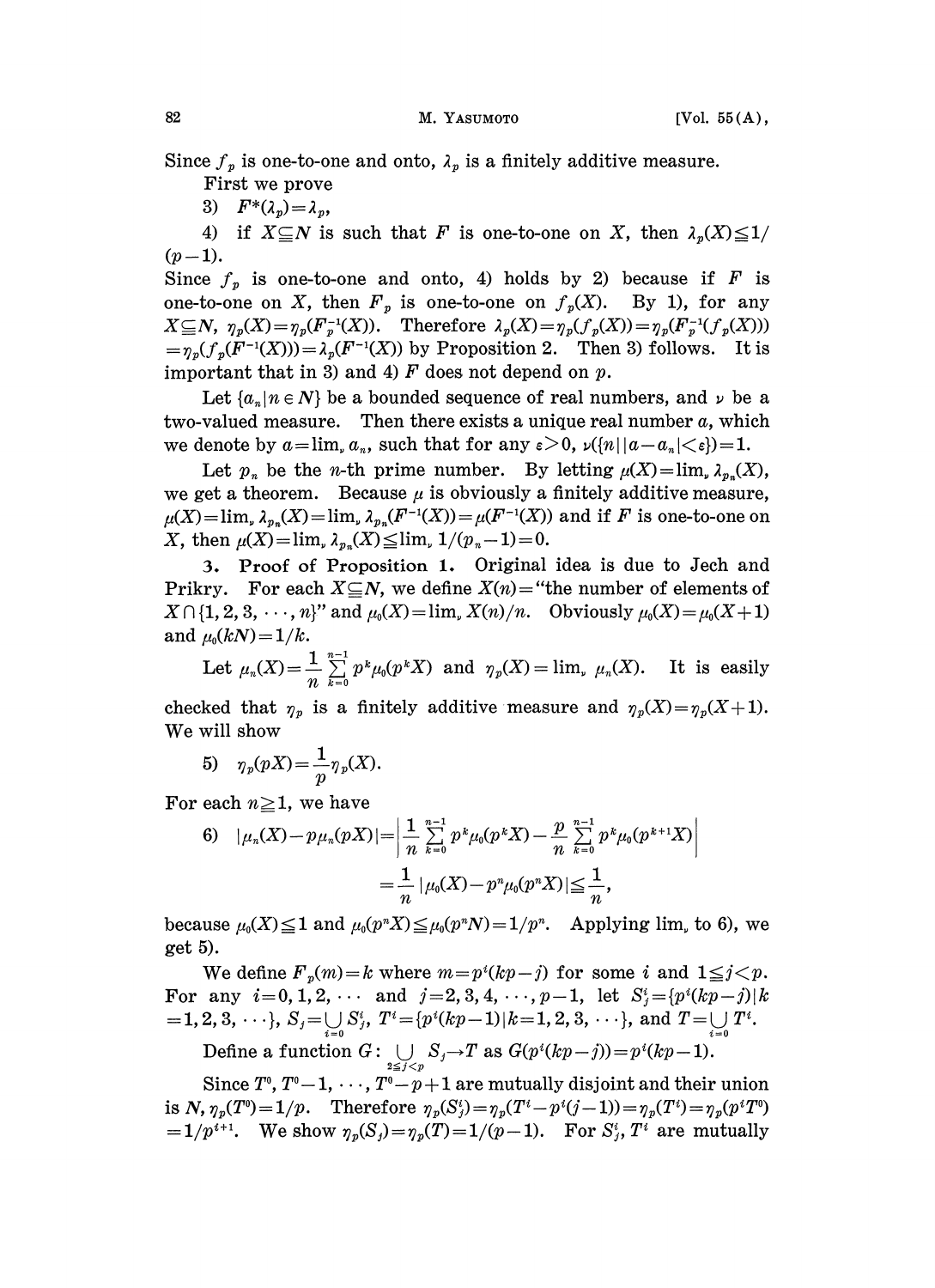Since $f_p$ is one-to-one and onto, $\lambda_p$ is a finitely additive measure.

First we prove

3) $F^*(\lambda_p)=\lambda_p$,

4) if $X\subseteq N$ is such that $F$ is one-to-one on $X$, then $\lambda_p(X)\leqq 1/(p-1)$.

Since $f_p$ is one-to-one and onto, 4) holds by 2) because if $F$ is one-to-one on $X$, then $F_p$ is one-to-one on $f_p(X)$. By 1), for any $X\subseteq N$, $\eta_p(X)=\eta_p(F_p^{-1}(X))$. Therefore $\lambda_p(X)=\eta_p(f_p(X))=\eta_p(F_p^{-1}(f_p(X)))=\eta_p(f_p(F^{-1}(X)))=\lambda_p(F^{-1}(X))$ by Proposition 2. Then 3) follows. It is important that in 3) and 4) $F$ does not depend on $p$.

Let $\{a_n|n\in N\}$ be a bounded sequence of real numbers, and $\nu$ be a two-valued measure. Then there exists a unique real number $a$, which we denote by $a=\lim_\nu a_n$, such that for any $\varepsilon>0$, $\nu(\{n||a-a_n|<\varepsilon\})=1$.

Let $p_n$ be the $n$-th prime number. By letting $\mu(X)=\lim_\nu \lambda_{p_n}(X)$, we get a theorem. Because $\mu$ is obviously a finitely additive measure, $\mu(X)=\lim_\nu \lambda_{p_n}(X)=\lim_\nu \lambda_{p_n}(F^{-1}(X))=\mu(F^{-1}(X))$ and if $F$ is one-to-one on $X$, then $\mu(X)=\lim_\nu \lambda_{p_n}(X)\leqq \lim_\nu 1/(p_n-1)=0$.

## 3. Proof of Proposition 1.

Original idea is due to Jech and Prikry. For each $X\subseteq N$, we define $X(n)=$"the number of elements of $X\cap\{1,2,3,\cdots,n\}$" and $\mu_0(X)=\lim_\nu X(n)/n$. Obviously $\mu_0(X)=\mu_0(X+1)$ and $\mu_0(kN)=1/k$.

Let $\mu_n(X)=\dfrac{1}{n}\sum_{k=0}^{n-1}p^k\mu_0(p^kX)$ and $\eta_p(X)=\lim_\nu \mu_n(X)$. It is easily checked that $\eta_p$ is a finitely additive measure and $\eta_p(X)=\eta_p(X+1)$. We will show

5) $\eta_p(pX)=\dfrac{1}{p}\eta_p(X)$.

For each $n\geqq 1$, we have

$$
6)\quad |\mu_n(X)-p\mu_n(pX)|=\left|\frac{1}{n}\sum_{k=0}^{n-1}p^k\mu_0(p^kX)-\frac{p}{n}\sum_{k=0}^{n-1}p^k\mu_0(p^{k+1}X)\right|
=\frac{1}{n}|\mu_0(X)-p^n\mu_0(p^nX)|\leqq\frac{1}{n},
$$

because $\mu_0(X)\leqq 1$ and $\mu_0(p^nX)\leqq\mu_0(p^nN)=1/p^n$. Applying $\lim_\nu$ to 6), we get 5).

We define $F_p(m)=k$ where $m=p^i(kp-j)$ for some $i$ and $1\leqq j<p$. For any $i=0,1,2,\cdots$ and $j=2,3,4,\cdots,p-1$, let $S_j^i=\{p^i(kp-j)|k=1,2,3,\cdots\}$, $S_j=\bigcup_{i=0} S_j^i$, $T^i=\{p^i(kp-1)|k=1,2,3,\cdots\}$, and $T=\bigcup_{i=0} T^i$.

Define a function $G:\bigcup_{2\leqq j<p}S_j\to T$ as $G(p^i(kp-j))=p^i(kp-1)$.

Since $T^0, T^0-1,\cdots,T^0-p+1$ are mutually disjoint and their union is $N$, $\eta_p(T^0)=1/p$. Therefore $\eta_p(S_j^i)=\eta_p(T^i-p^i(j-1))=\eta_p(T^i)=\eta_p(p^iT^0)=1/p^{i+1}$. We show $\eta_p(S_j)=\eta_p(T)=1/(p-1)$. For $S_j^i$, $T^i$ are mutually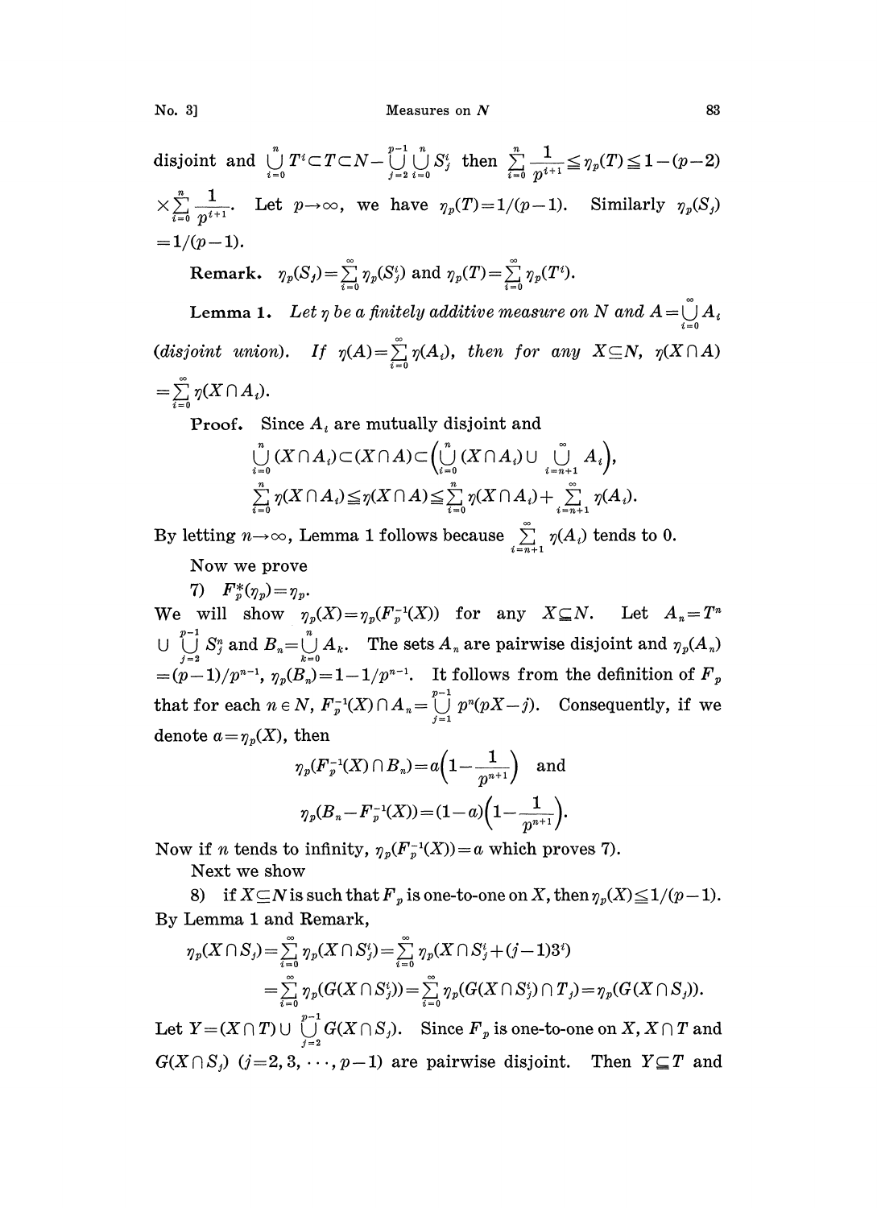disjoint and $\bigcup_{i=0}^{n} T^i \subset T \subset N - \bigcup_{j=2}^{p-1} \bigcup_{i=0}^{n} S_j^i$ then $\sum_{i=0}^{n} \frac{1}{p^{i+1}} \leqq \eta_p(T) \leqq 1-(p-2) \times \sum_{i=0}^{n} \frac{1}{p^{i+1}}$. Let $p \to \infty$, we have $\eta_p(T) = 1/(p-1)$. Similarly $\eta_p(S_j) = 1/(p-1)$.

**Remark.** $\eta_p(S_j) = \sum_{i=0}^{\infty} \eta_p(S_j^i)$ and $\eta_p(T) = \sum_{i=0}^{\infty} \eta_p(T^i)$.

**Lemma 1.** *Let $\eta$ be a finitely additive measure on $N$ and $A = \bigcup_{i=0}^{\infty} A_i$ (disjoint union). If $\eta(A) = \sum_{i=0}^{\infty} \eta(A_i)$, then for any $X \subseteq N$, $\eta(X \cap A) = \sum_{i=0}^{\infty} \eta(X \cap A_i)$.*

**Proof.** Since $A_i$ are mutually disjoint and

$$\bigcup_{i=0}^{n} (X \cap A_i) \subset (X \cap A) \subset \left( \bigcup_{i=0}^{n} (X \cap A_i) \cup \bigcup_{i=n+1}^{\infty} A_i \right),$$

$$\sum_{i=0}^{n} \eta(X \cap A_i) \leqq \eta(X \cap A) \leqq \sum_{i=0}^{n} \eta(X \cap A_i) + \sum_{i=n+1}^{\infty} \eta(A_i).$$

By letting $n \to \infty$, Lemma 1 follows because $\sum_{i=n+1}^{\infty} \eta(A_i)$ tends to 0.

Now we prove

7) $F_p^*(\eta_p) = \eta_p$.

We will show $\eta_p(X) = \eta_p(F_p^{-1}(X))$ for any $X \subseteq N$. Let $A_n = T^n \cup \bigcup_{j=2}^{p-1} S_j^n$ and $B_n = \bigcup_{k=0}^{n} A_k$. The sets $A_n$ are pairwise disjoint and $\eta_p(A_n) = (p-1)/p^{n-1}$, $\eta_p(B_n) = 1 - 1/p^{n-1}$. It follows from the definition of $F_p$ that for each $n \in N$, $F_p^{-1}(X) \cap A_n = \bigcup_{j=1}^{p-1} p^n(pX - j)$. Consequently, if we denote $a = \eta_p(X)$, then

$$\eta_p(F_p^{-1}(X) \cap B_n) = a\left(1 - \frac{1}{p^{n+1}}\right) \quad \text{and}$$

$$\eta_p(B_n - F_p^{-1}(X)) = (1-a)\left(1 - \frac{1}{p^{n+1}}\right).$$

Now if $n$ tends to infinity, $\eta_p(F_p^{-1}(X)) = a$ which proves 7).

Next we show

8) if $X \subseteq N$ is such that $F_p$ is one-to-one on $X$, then $\eta_p(X) \leqq 1/(p-1)$.

By Lemma 1 and Remark,

$$\begin{aligned} \eta_p(X \cap S_j) &= \sum_{i=0}^{\infty} \eta_p(X \cap S_j^i) = \sum_{i=0}^{\infty} \eta_p(X \cap S_j^i + (j-1)3^i) \\ &= \sum_{i=0}^{\infty} \eta_p(G(X \cap S_j^i)) = \sum_{i=0}^{\infty} \eta_p(G(X \cap S_j^i) \cap T_j) = \eta_p(G(X \cap S_j)). \end{aligned}$$

Let $Y = (X \cap T) \cup \bigcup_{j=2}^{p-1} G(X \cap S_j)$. Since $F_p$ is one-to-one on $X$, $X \cap T$ and $G(X \cap S_j)$ $(j = 2, 3, \cdots, p-1)$ are pairwise disjoint. Then $Y \subseteq T$ and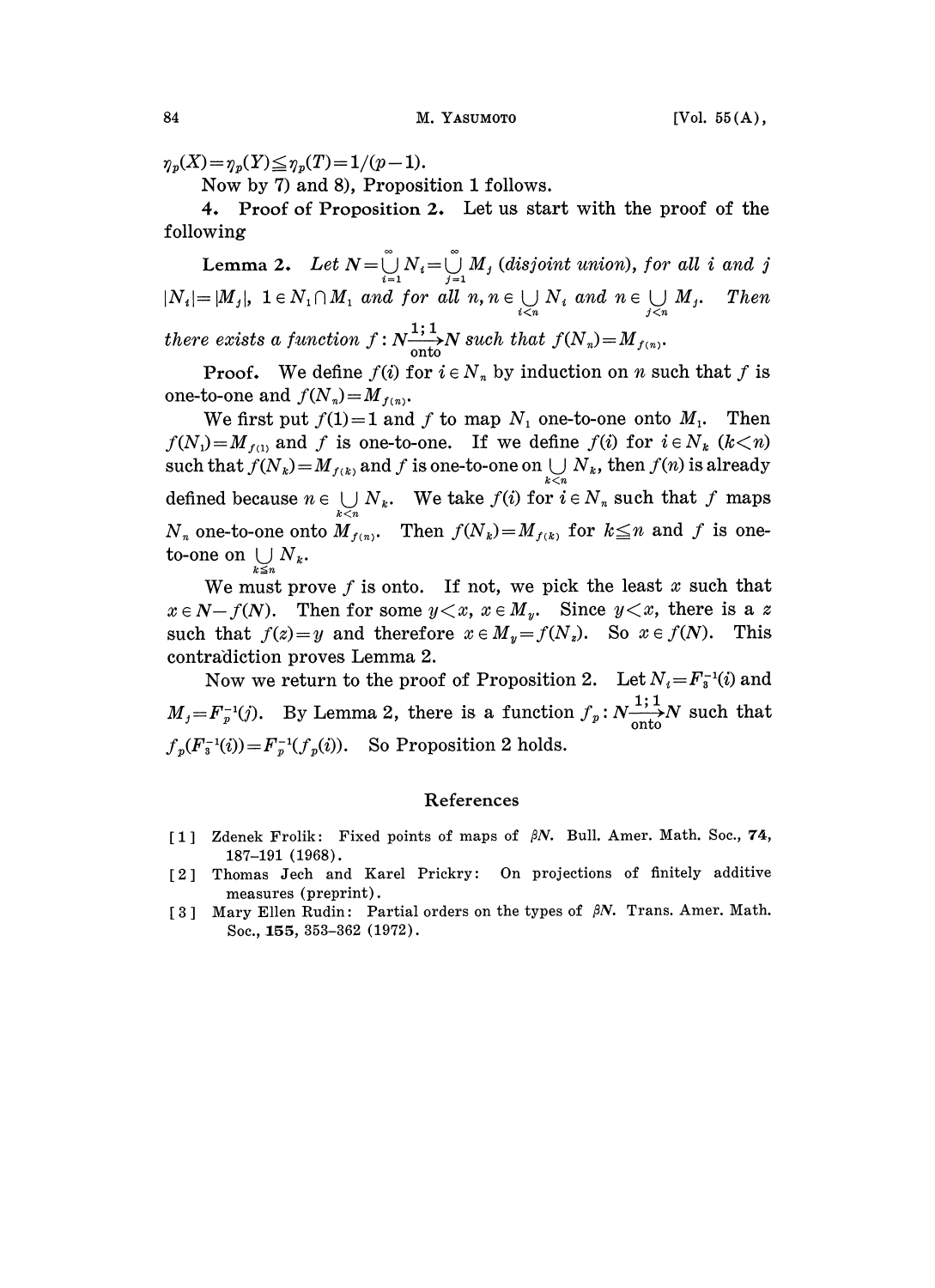$\eta_p(X)=\eta_p(Y)\leqq\eta_p(T)=1/(p-1)$.

Now by 7) and 8), Proposition 1 follows.

## 4. Proof of Proposition 2.

Let us start with the proof of the following

**Lemma 2.** *Let $N=\bigcup_{i=1}^{\infty} N_i=\bigcup_{j=1}^{\infty} M_j$ (disjoint union), for all $i$ and $j$ $|N_i|=|M_j|$, $1\in N_1\cap M_1$ and for all $n$, $n\in\bigcup_{i<n} N_i$ and $n\in\bigcup_{j<n} M_j$. Then there exists a function $f: N\xrightarrow[\text{onto}]{1;1} N$ such that $f(N_n)=M_{f(n)}$.*

**Proof.** We define $f(i)$ for $i\in N_n$ by induction on $n$ such that $f$ is one-to-one and $f(N_n)=M_{f(n)}$.

We first put $f(1)=1$ and $f$ to map $N_1$ one-to-one onto $M_1$. Then $f(N_1)=M_{f(1)}$ and $f$ is one-to-one. If we define $f(i)$ for $i\in N_k$ $(k<n)$ such that $f(N_k)=M_{f(k)}$ and $f$ is one-to-one on $\bigcup_{k<n} N_k$, then $f(n)$ is already defined because $n\in\bigcup_{k<n} N_k$. We take $f(i)$ for $i\in N_n$ such that $f$ maps $N_n$ one-to-one onto $M_{f(n)}$. Then $f(N_k)=M_{f(k)}$ for $k\leqq n$ and $f$ is one-to-one on $\bigcup_{k\leqq n} N_k$.

We must prove $f$ is onto. If not, we pick the least $x$ such that $x\in N-f(N)$. Then for some $y<x$, $x\in M_y$. Since $y<x$, there is a $z$ such that $f(z)=y$ and therefore $x\in M_y=f(N_z)$. So $x\in f(N)$. This contradiction proves Lemma 2.

Now we return to the proof of Proposition 2. Let $N_i=F_3^{-1}(i)$ and $M_j=F_p^{-1}(j)$. By Lemma 2, there is a function $f_p: N\xrightarrow[\text{onto}]{1;1} N$ such that $f_p(F_3^{-1}(i))=F_p^{-1}(f_p(i))$. So Proposition 2 holds.

## References

[1] Zdenek Frolik: Fixed points of maps of $\beta N$. Bull. Amer. Math. Soc., **74**, 187–191 (1968).

[2] Thomas Jech and Karel Prickry: On projections of finitely additive measures (preprint).

[3] Mary Ellen Rudin: Partial orders on the types of $\beta N$. Trans. Amer. Math. Soc., **155**, 353–362 (1972).